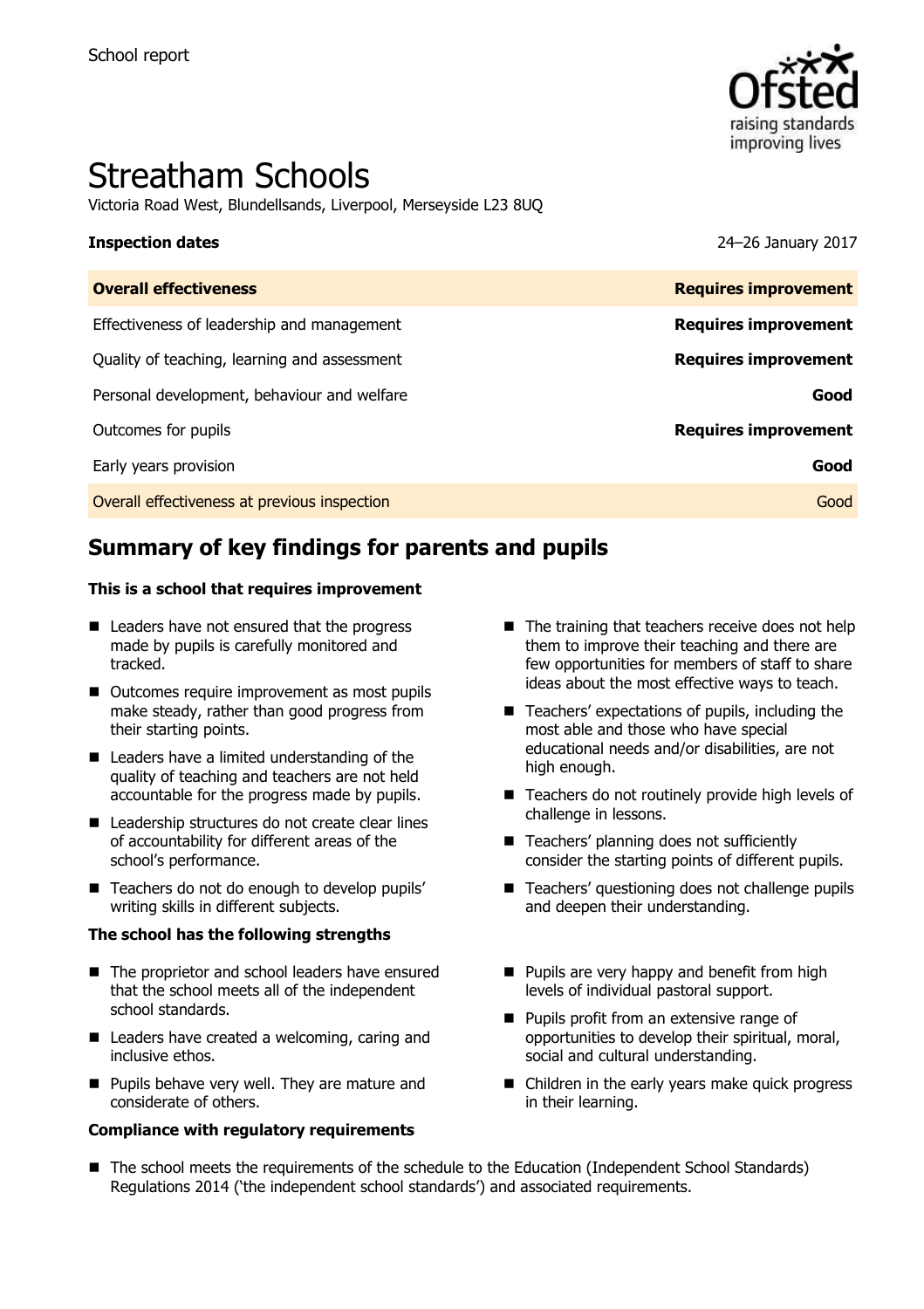School report

# Streatham Schools

Victoria Road West, Blundellsands, Liverpool, Merseyside L23 8UQ

| **Inspection dates** | 24–26 January 2017 |
|---|---|
| **Overall effectiveness** | **Requires improvement** |
| Effectiveness of leadership and management | **Requires improvement** |
| Quality of teaching, learning and assessment | **Requires improvement** |
| Personal development, behaviour and welfare | **Good** |
| Outcomes for pupils | **Requires improvement** |
| Early years provision | **Good** |
| Overall effectiveness at previous inspection | Good |

## Summary of key findings for parents and pupils

**This is a school that requires improvement**

- Leaders have not ensured that the progress made by pupils is carefully monitored and tracked.
- Outcomes require improvement as most pupils make steady, rather than good progress from their starting points.
- Leaders have a limited understanding of the quality of teaching and teachers are not held accountable for the progress made by pupils.
- Leadership structures do not create clear lines of accountability for different areas of the school's performance.
- Teachers do not do enough to develop pupils' writing skills in different subjects.
- The training that teachers receive does not help them to improve their teaching and there are few opportunities for members of staff to share ideas about the most effective ways to teach.
- Teachers' expectations of pupils, including the most able and those who have special educational needs and/or disabilities, are not high enough.
- Teachers do not routinely provide high levels of challenge in lessons.
- Teachers' planning does not sufficiently consider the starting points of different pupils.
- Teachers' questioning does not challenge pupils and deepen their understanding.

**The school has the following strengths**

- The proprietor and school leaders have ensured that the school meets all of the independent school standards.
- Leaders have created a welcoming, caring and inclusive ethos.
- Pupils behave very well. They are mature and considerate of others.
- Pupils are very happy and benefit from high levels of individual pastoral support.
- Pupils profit from an extensive range of opportunities to develop their spiritual, moral, social and cultural understanding.
- Children in the early years make quick progress in their learning.

**Compliance with regulatory requirements**

- The school meets the requirements of the schedule to the Education (Independent School Standards) Regulations 2014 ('the independent school standards') and associated requirements.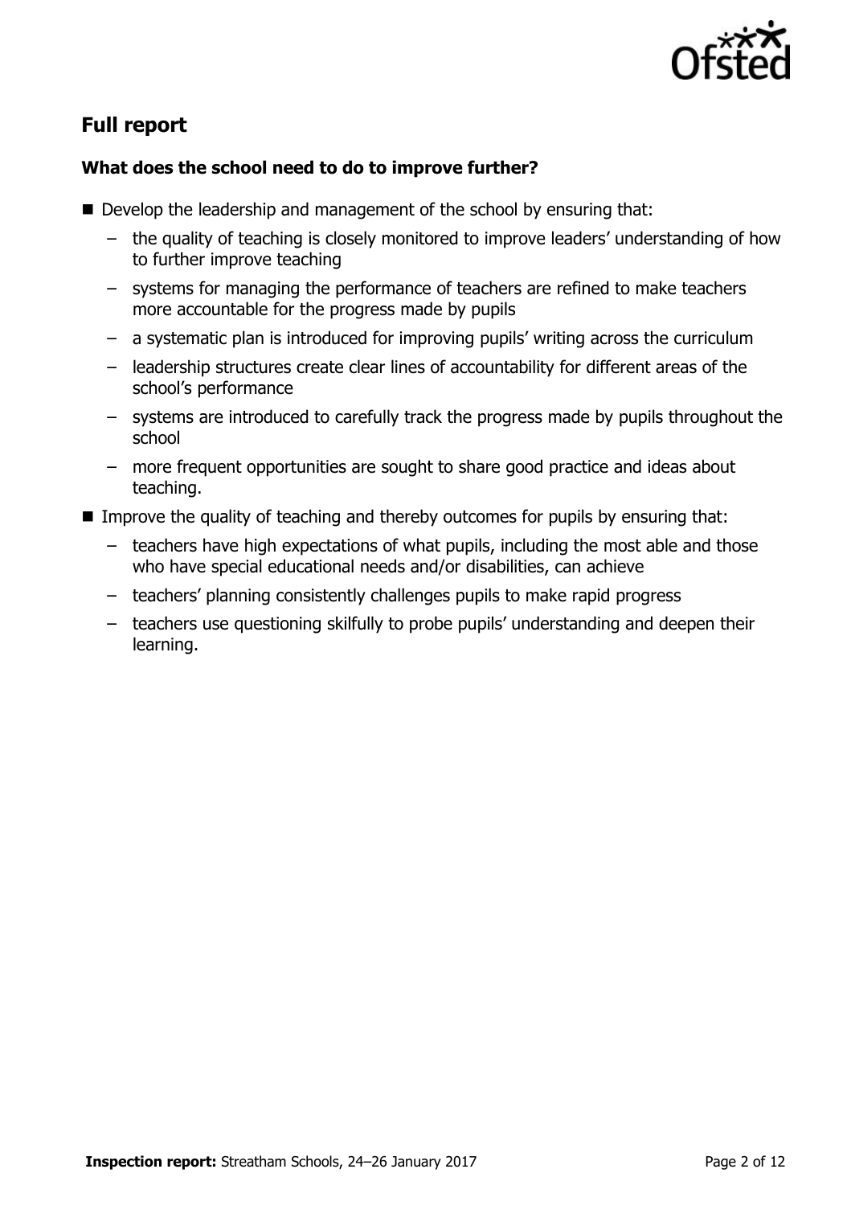## Full report

### What does the school need to do to improve further?

- Develop the leadership and management of the school by ensuring that:
  - the quality of teaching is closely monitored to improve leaders' understanding of how to further improve teaching
  - systems for managing the performance of teachers are refined to make teachers more accountable for the progress made by pupils
  - a systematic plan is introduced for improving pupils' writing across the curriculum
  - leadership structures create clear lines of accountability for different areas of the school's performance
  - systems are introduced to carefully track the progress made by pupils throughout the school
  - more frequent opportunities are sought to share good practice and ideas about teaching.
- Improve the quality of teaching and thereby outcomes for pupils by ensuring that:
  - teachers have high expectations of what pupils, including the most able and those who have special educational needs and/or disabilities, can achieve
  - teachers' planning consistently challenges pupils to make rapid progress
  - teachers use questioning skilfully to probe pupils' understanding and deepen their learning.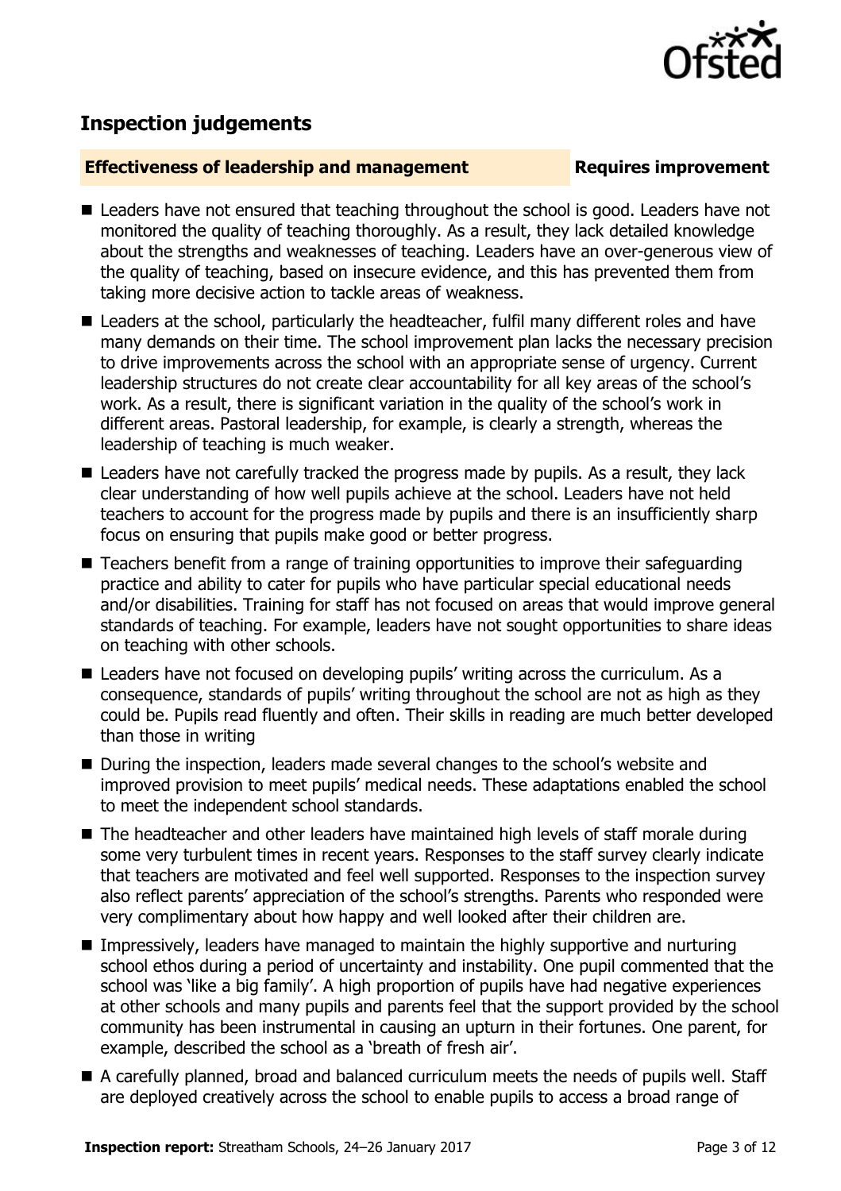## Inspection judgements

**Effectiveness of leadership and management** **Requires improvement**

- Leaders have not ensured that teaching throughout the school is good. Leaders have not monitored the quality of teaching thoroughly. As a result, they lack detailed knowledge about the strengths and weaknesses of teaching. Leaders have an over-generous view of the quality of teaching, based on insecure evidence, and this has prevented them from taking more decisive action to tackle areas of weakness.
- Leaders at the school, particularly the headteacher, fulfil many different roles and have many demands on their time. The school improvement plan lacks the necessary precision to drive improvements across the school with an appropriate sense of urgency. Current leadership structures do not create clear accountability for all key areas of the school's work. As a result, there is significant variation in the quality of the school's work in different areas. Pastoral leadership, for example, is clearly a strength, whereas the leadership of teaching is much weaker.
- Leaders have not carefully tracked the progress made by pupils. As a result, they lack clear understanding of how well pupils achieve at the school. Leaders have not held teachers to account for the progress made by pupils and there is an insufficiently sharp focus on ensuring that pupils make good or better progress.
- Teachers benefit from a range of training opportunities to improve their safeguarding practice and ability to cater for pupils who have particular special educational needs and/or disabilities. Training for staff has not focused on areas that would improve general standards of teaching. For example, leaders have not sought opportunities to share ideas on teaching with other schools.
- Leaders have not focused on developing pupils' writing across the curriculum. As a consequence, standards of pupils' writing throughout the school are not as high as they could be. Pupils read fluently and often. Their skills in reading are much better developed than those in writing
- During the inspection, leaders made several changes to the school's website and improved provision to meet pupils' medical needs. These adaptations enabled the school to meet the independent school standards.
- The headteacher and other leaders have maintained high levels of staff morale during some very turbulent times in recent years. Responses to the staff survey clearly indicate that teachers are motivated and feel well supported. Responses to the inspection survey also reflect parents' appreciation of the school's strengths. Parents who responded were very complimentary about how happy and well looked after their children are.
- Impressively, leaders have managed to maintain the highly supportive and nurturing school ethos during a period of uncertainty and instability. One pupil commented that the school was 'like a big family'. A high proportion of pupils have had negative experiences at other schools and many pupils and parents feel that the support provided by the school community has been instrumental in causing an upturn in their fortunes. One parent, for example, described the school as a 'breath of fresh air'.
- A carefully planned, broad and balanced curriculum meets the needs of pupils well. Staff are deployed creatively across the school to enable pupils to access a broad range of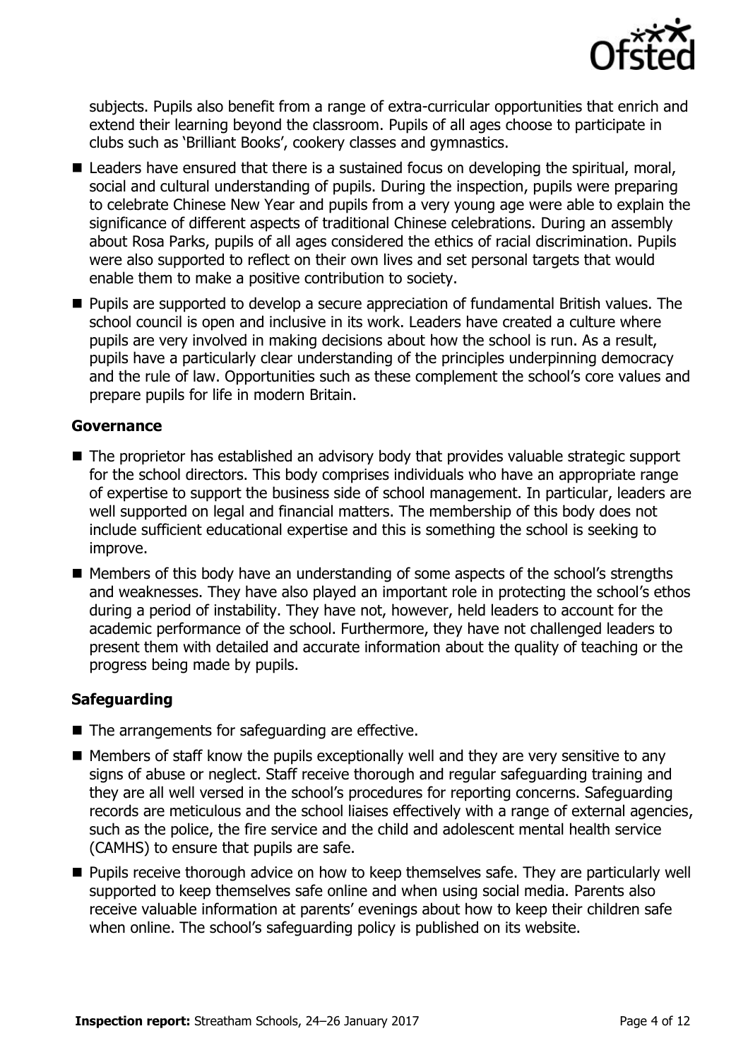subjects. Pupils also benefit from a range of extra-curricular opportunities that enrich and extend their learning beyond the classroom. Pupils of all ages choose to participate in clubs such as 'Brilliant Books', cookery classes and gymnastics.

- Leaders have ensured that there is a sustained focus on developing the spiritual, moral, social and cultural understanding of pupils. During the inspection, pupils were preparing to celebrate Chinese New Year and pupils from a very young age were able to explain the significance of different aspects of traditional Chinese celebrations. During an assembly about Rosa Parks, pupils of all ages considered the ethics of racial discrimination. Pupils were also supported to reflect on their own lives and set personal targets that would enable them to make a positive contribution to society.
- Pupils are supported to develop a secure appreciation of fundamental British values. The school council is open and inclusive in its work. Leaders have created a culture where pupils are very involved in making decisions about how the school is run. As a result, pupils have a particularly clear understanding of the principles underpinning democracy and the rule of law. Opportunities such as these complement the school's core values and prepare pupils for life in modern Britain.

### Governance

- The proprietor has established an advisory body that provides valuable strategic support for the school directors. This body comprises individuals who have an appropriate range of expertise to support the business side of school management. In particular, leaders are well supported on legal and financial matters. The membership of this body does not include sufficient educational expertise and this is something the school is seeking to improve.
- Members of this body have an understanding of some aspects of the school's strengths and weaknesses. They have also played an important role in protecting the school's ethos during a period of instability. They have not, however, held leaders to account for the academic performance of the school. Furthermore, they have not challenged leaders to present them with detailed and accurate information about the quality of teaching or the progress being made by pupils.

### Safeguarding

- The arrangements for safeguarding are effective.
- Members of staff know the pupils exceptionally well and they are very sensitive to any signs of abuse or neglect. Staff receive thorough and regular safeguarding training and they are all well versed in the school's procedures for reporting concerns. Safeguarding records are meticulous and the school liaises effectively with a range of external agencies, such as the police, the fire service and the child and adolescent mental health service (CAMHS) to ensure that pupils are safe.
- Pupils receive thorough advice on how to keep themselves safe. They are particularly well supported to keep themselves safe online and when using social media. Parents also receive valuable information at parents' evenings about how to keep their children safe when online. The school's safeguarding policy is published on its website.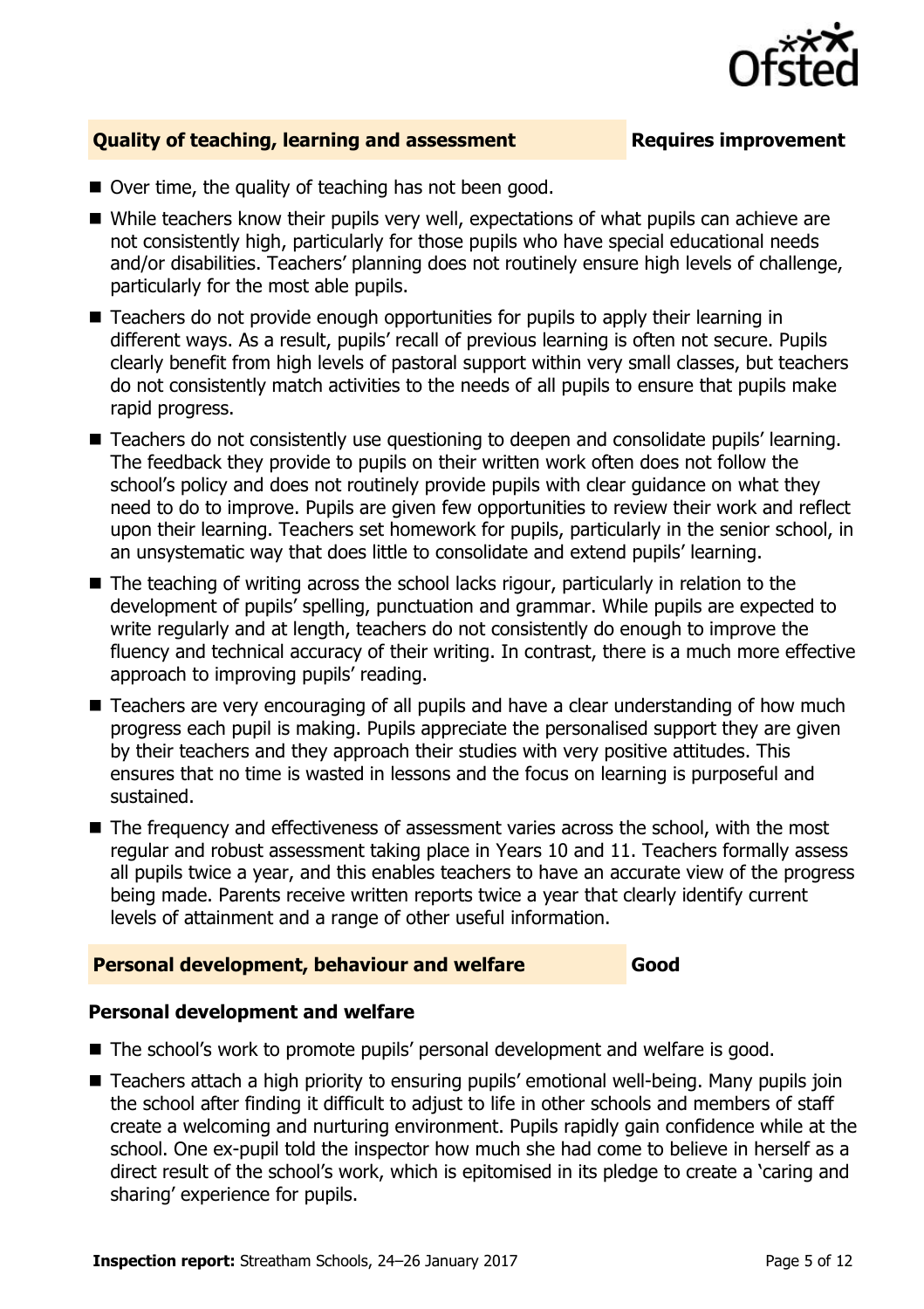## Quality of teaching, learning and assessment — Requires improvement

- Over time, the quality of teaching has not been good.
- While teachers know their pupils very well, expectations of what pupils can achieve are not consistently high, particularly for those pupils who have special educational needs and/or disabilities. Teachers' planning does not routinely ensure high levels of challenge, particularly for the most able pupils.
- Teachers do not provide enough opportunities for pupils to apply their learning in different ways. As a result, pupils' recall of previous learning is often not secure. Pupils clearly benefit from high levels of pastoral support within very small classes, but teachers do not consistently match activities to the needs of all pupils to ensure that pupils make rapid progress.
- Teachers do not consistently use questioning to deepen and consolidate pupils' learning. The feedback they provide to pupils on their written work often does not follow the school's policy and does not routinely provide pupils with clear guidance on what they need to do to improve. Pupils are given few opportunities to review their work and reflect upon their learning. Teachers set homework for pupils, particularly in the senior school, in an unsystematic way that does little to consolidate and extend pupils' learning.
- The teaching of writing across the school lacks rigour, particularly in relation to the development of pupils' spelling, punctuation and grammar. While pupils are expected to write regularly and at length, teachers do not consistently do enough to improve the fluency and technical accuracy of their writing. In contrast, there is a much more effective approach to improving pupils' reading.
- Teachers are very encouraging of all pupils and have a clear understanding of how much progress each pupil is making. Pupils appreciate the personalised support they are given by their teachers and they approach their studies with very positive attitudes. This ensures that no time is wasted in lessons and the focus on learning is purposeful and sustained.
- The frequency and effectiveness of assessment varies across the school, with the most regular and robust assessment taking place in Years 10 and 11. Teachers formally assess all pupils twice a year, and this enables teachers to have an accurate view of the progress being made. Parents receive written reports twice a year that clearly identify current levels of attainment and a range of other useful information.

## Personal development, behaviour and welfare — Good

### Personal development and welfare

- The school's work to promote pupils' personal development and welfare is good.
- Teachers attach a high priority to ensuring pupils' emotional well-being. Many pupils join the school after finding it difficult to adjust to life in other schools and members of staff create a welcoming and nurturing environment. Pupils rapidly gain confidence while at the school. One ex-pupil told the inspector how much she had come to believe in herself as a direct result of the school's work, which is epitomised in its pledge to create a 'caring and sharing' experience for pupils.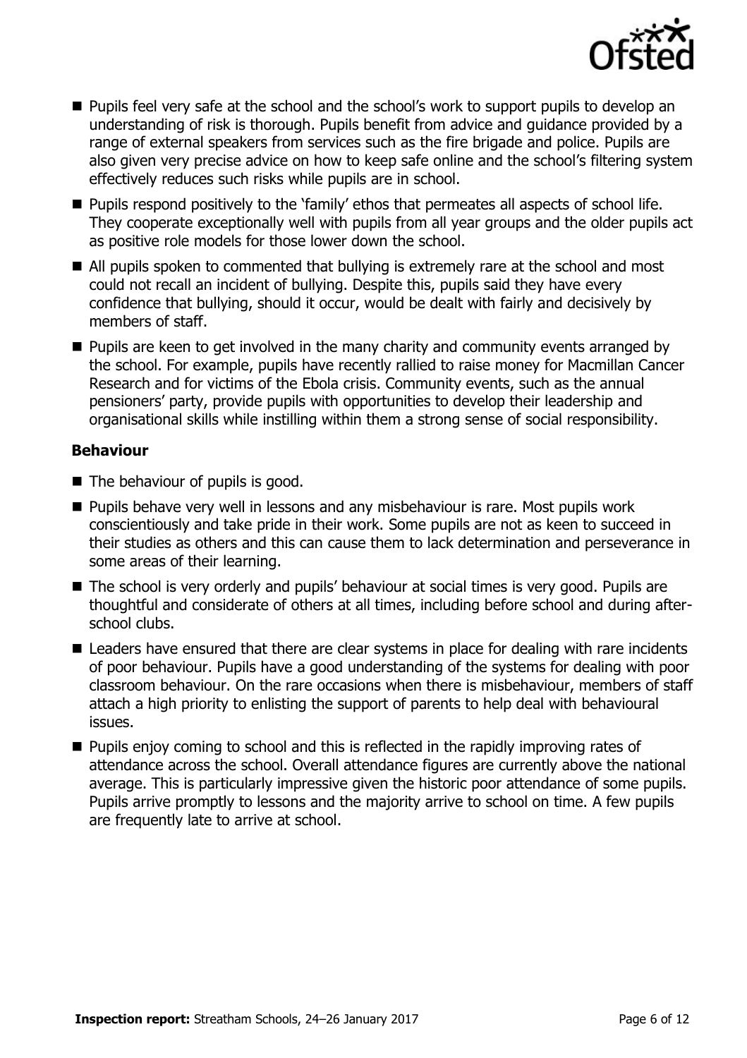- Pupils feel very safe at the school and the school's work to support pupils to develop an understanding of risk is thorough. Pupils benefit from advice and guidance provided by a range of external speakers from services such as the fire brigade and police. Pupils are also given very precise advice on how to keep safe online and the school's filtering system effectively reduces such risks while pupils are in school.
- Pupils respond positively to the 'family' ethos that permeates all aspects of school life. They cooperate exceptionally well with pupils from all year groups and the older pupils act as positive role models for those lower down the school.
- All pupils spoken to commented that bullying is extremely rare at the school and most could not recall an incident of bullying. Despite this, pupils said they have every confidence that bullying, should it occur, would be dealt with fairly and decisively by members of staff.
- Pupils are keen to get involved in the many charity and community events arranged by the school. For example, pupils have recently rallied to raise money for Macmillan Cancer Research and for victims of the Ebola crisis. Community events, such as the annual pensioners' party, provide pupils with opportunities to develop their leadership and organisational skills while instilling within them a strong sense of social responsibility.

### Behaviour

- The behaviour of pupils is good.
- Pupils behave very well in lessons and any misbehaviour is rare. Most pupils work conscientiously and take pride in their work. Some pupils are not as keen to succeed in their studies as others and this can cause them to lack determination and perseverance in some areas of their learning.
- The school is very orderly and pupils' behaviour at social times is very good. Pupils are thoughtful and considerate of others at all times, including before school and during after-school clubs.
- Leaders have ensured that there are clear systems in place for dealing with rare incidents of poor behaviour. Pupils have a good understanding of the systems for dealing with poor classroom behaviour. On the rare occasions when there is misbehaviour, members of staff attach a high priority to enlisting the support of parents to help deal with behavioural issues.
- Pupils enjoy coming to school and this is reflected in the rapidly improving rates of attendance across the school. Overall attendance figures are currently above the national average. This is particularly impressive given the historic poor attendance of some pupils. Pupils arrive promptly to lessons and the majority arrive to school on time. A few pupils are frequently late to arrive at school.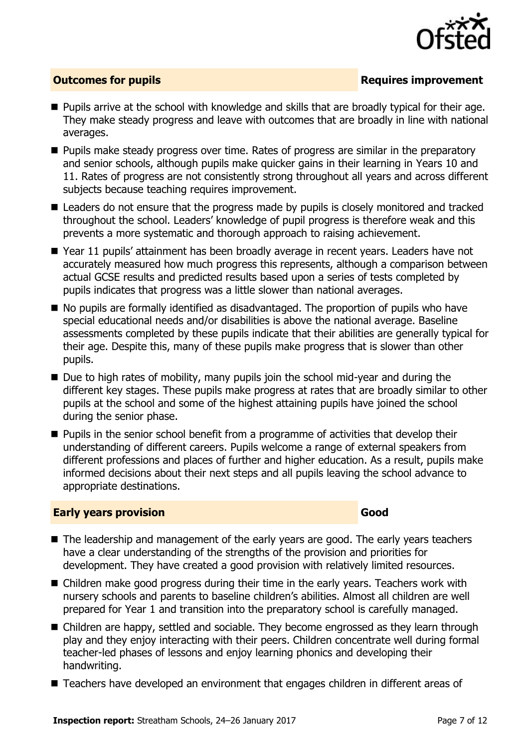## Outcomes for pupils — Requires improvement

- Pupils arrive at the school with knowledge and skills that are broadly typical for their age. They make steady progress and leave with outcomes that are broadly in line with national averages.
- Pupils make steady progress over time. Rates of progress are similar in the preparatory and senior schools, although pupils make quicker gains in their learning in Years 10 and 11. Rates of progress are not consistently strong throughout all years and across different subjects because teaching requires improvement.
- Leaders do not ensure that the progress made by pupils is closely monitored and tracked throughout the school. Leaders' knowledge of pupil progress is therefore weak and this prevents a more systematic and thorough approach to raising achievement.
- Year 11 pupils' attainment has been broadly average in recent years. Leaders have not accurately measured how much progress this represents, although a comparison between actual GCSE results and predicted results based upon a series of tests completed by pupils indicates that progress was a little slower than national averages.
- No pupils are formally identified as disadvantaged. The proportion of pupils who have special educational needs and/or disabilities is above the national average. Baseline assessments completed by these pupils indicate that their abilities are generally typical for their age. Despite this, many of these pupils make progress that is slower than other pupils.
- Due to high rates of mobility, many pupils join the school mid-year and during the different key stages. These pupils make progress at rates that are broadly similar to other pupils at the school and some of the highest attaining pupils have joined the school during the senior phase.
- Pupils in the senior school benefit from a programme of activities that develop their understanding of different careers. Pupils welcome a range of external speakers from different professions and places of further and higher education. As a result, pupils make informed decisions about their next steps and all pupils leaving the school advance to appropriate destinations.

## Early years provision — Good

- The leadership and management of the early years are good. The early years teachers have a clear understanding of the strengths of the provision and priorities for development. They have created a good provision with relatively limited resources.
- Children make good progress during their time in the early years. Teachers work with nursery schools and parents to baseline children's abilities. Almost all children are well prepared for Year 1 and transition into the preparatory school is carefully managed.
- Children are happy, settled and sociable. They become engrossed as they learn through play and they enjoy interacting with their peers. Children concentrate well during formal teacher-led phases of lessons and enjoy learning phonics and developing their handwriting.
- Teachers have developed an environment that engages children in different areas of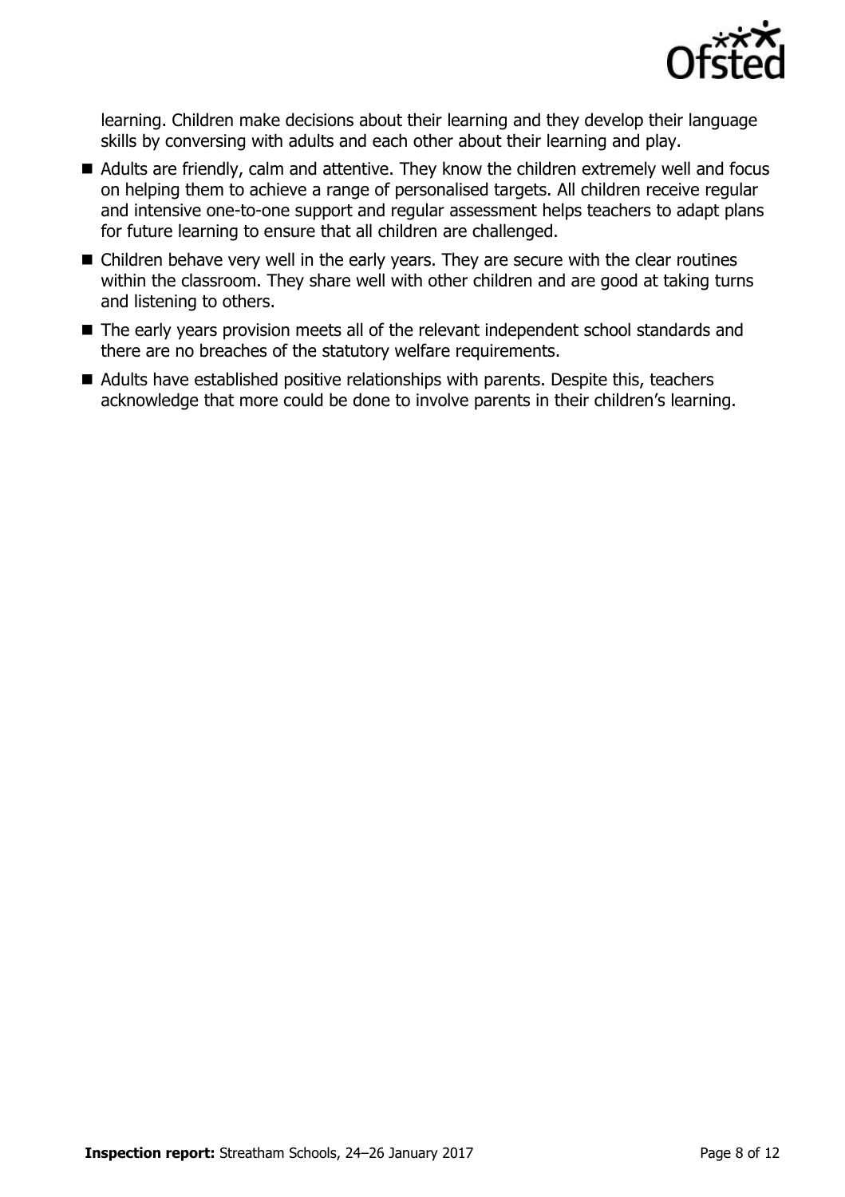learning. Children make decisions about their learning and they develop their language skills by conversing with adults and each other about their learning and play.

- Adults are friendly, calm and attentive. They know the children extremely well and focus on helping them to achieve a range of personalised targets. All children receive regular and intensive one-to-one support and regular assessment helps teachers to adapt plans for future learning to ensure that all children are challenged.
- Children behave very well in the early years. They are secure with the clear routines within the classroom. They share well with other children and are good at taking turns and listening to others.
- The early years provision meets all of the relevant independent school standards and there are no breaches of the statutory welfare requirements.
- Adults have established positive relationships with parents. Despite this, teachers acknowledge that more could be done to involve parents in their children's learning.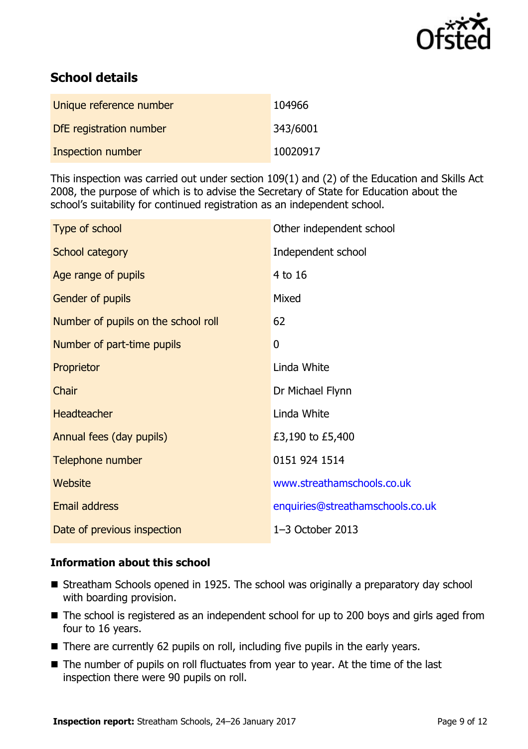## School details

| | |
|---|---|
| Unique reference number | 104966 |
| DfE registration number | 343/6001 |
| Inspection number | 10020917 |

This inspection was carried out under section 109(1) and (2) of the Education and Skills Act 2008, the purpose of which is to advise the Secretary of State for Education about the school's suitability for continued registration as an independent school.

| | |
|---|---|
| Type of school | Other independent school |
| School category | Independent school |
| Age range of pupils | 4 to 16 |
| Gender of pupils | Mixed |
| Number of pupils on the school roll | 62 |
| Number of part-time pupils | 0 |
| Proprietor | Linda White |
| Chair | Dr Michael Flynn |
| Headteacher | Linda White |
| Annual fees (day pupils) | £3,190 to £5,400 |
| Telephone number | 0151 924 1514 |
| Website | www.streathamschools.co.uk |
| Email address | enquiries@streathamschools.co.uk |
| Date of previous inspection | 1–3 October 2013 |

### Information about this school

- Streatham Schools opened in 1925. The school was originally a preparatory day school with boarding provision.
- The school is registered as an independent school for up to 200 boys and girls aged from four to 16 years.
- There are currently 62 pupils on roll, including five pupils in the early years.
- The number of pupils on roll fluctuates from year to year. At the time of the last inspection there were 90 pupils on roll.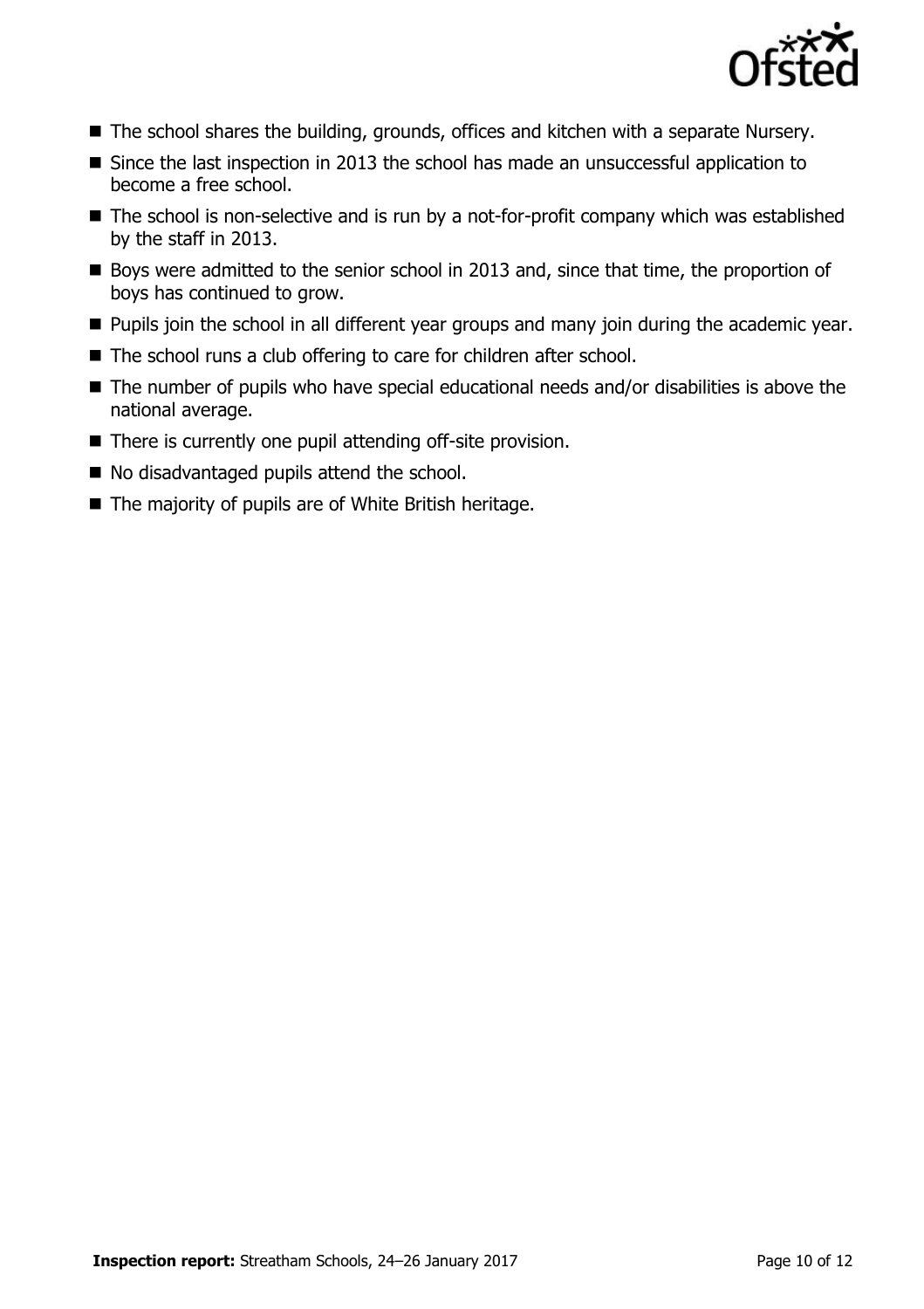- The school shares the building, grounds, offices and kitchen with a separate Nursery.
- Since the last inspection in 2013 the school has made an unsuccessful application to become a free school.
- The school is non-selective and is run by a not-for-profit company which was established by the staff in 2013.
- Boys were admitted to the senior school in 2013 and, since that time, the proportion of boys has continued to grow.
- Pupils join the school in all different year groups and many join during the academic year.
- The school runs a club offering to care for children after school.
- The number of pupils who have special educational needs and/or disabilities is above the national average.
- There is currently one pupil attending off-site provision.
- No disadvantaged pupils attend the school.
- The majority of pupils are of White British heritage.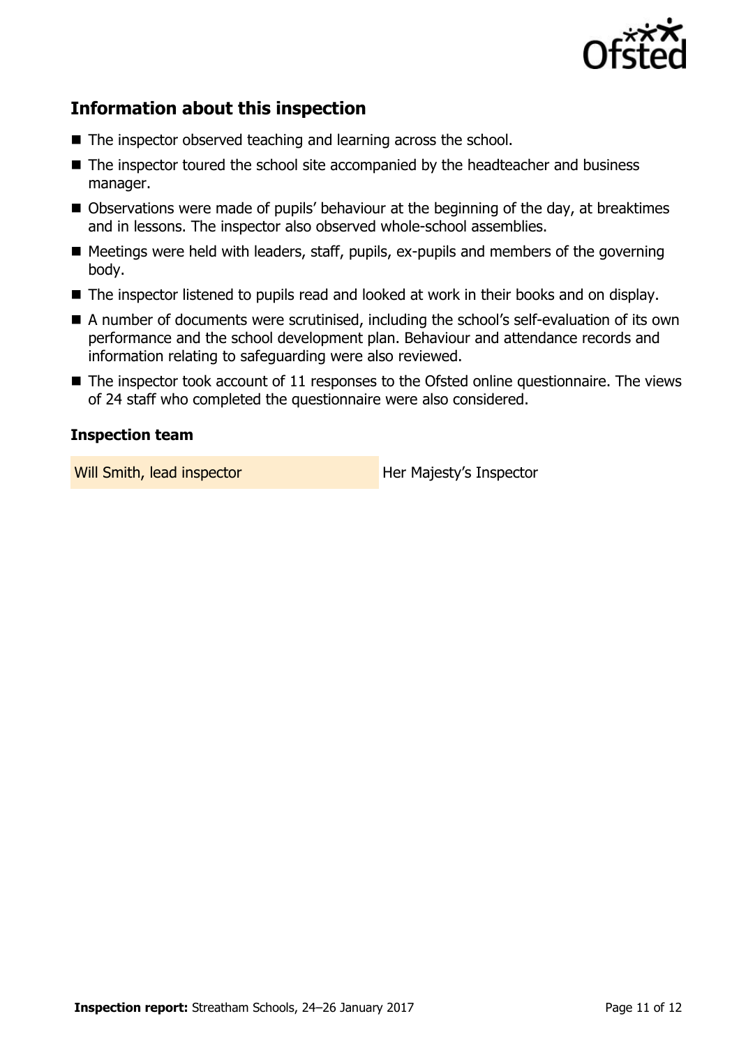## Information about this inspection

- The inspector observed teaching and learning across the school.
- The inspector toured the school site accompanied by the headteacher and business manager.
- Observations were made of pupils' behaviour at the beginning of the day, at breaktimes and in lessons. The inspector also observed whole-school assemblies.
- Meetings were held with leaders, staff, pupils, ex-pupils and members of the governing body.
- The inspector listened to pupils read and looked at work in their books and on display.
- A number of documents were scrutinised, including the school's self-evaluation of its own performance and the school development plan. Behaviour and attendance records and information relating to safeguarding were also reviewed.
- The inspector took account of 11 responses to the Ofsted online questionnaire. The views of 24 staff who completed the questionnaire were also considered.

### Inspection team

| | |
|---|---|
| Will Smith, lead inspector | Her Majesty's Inspector |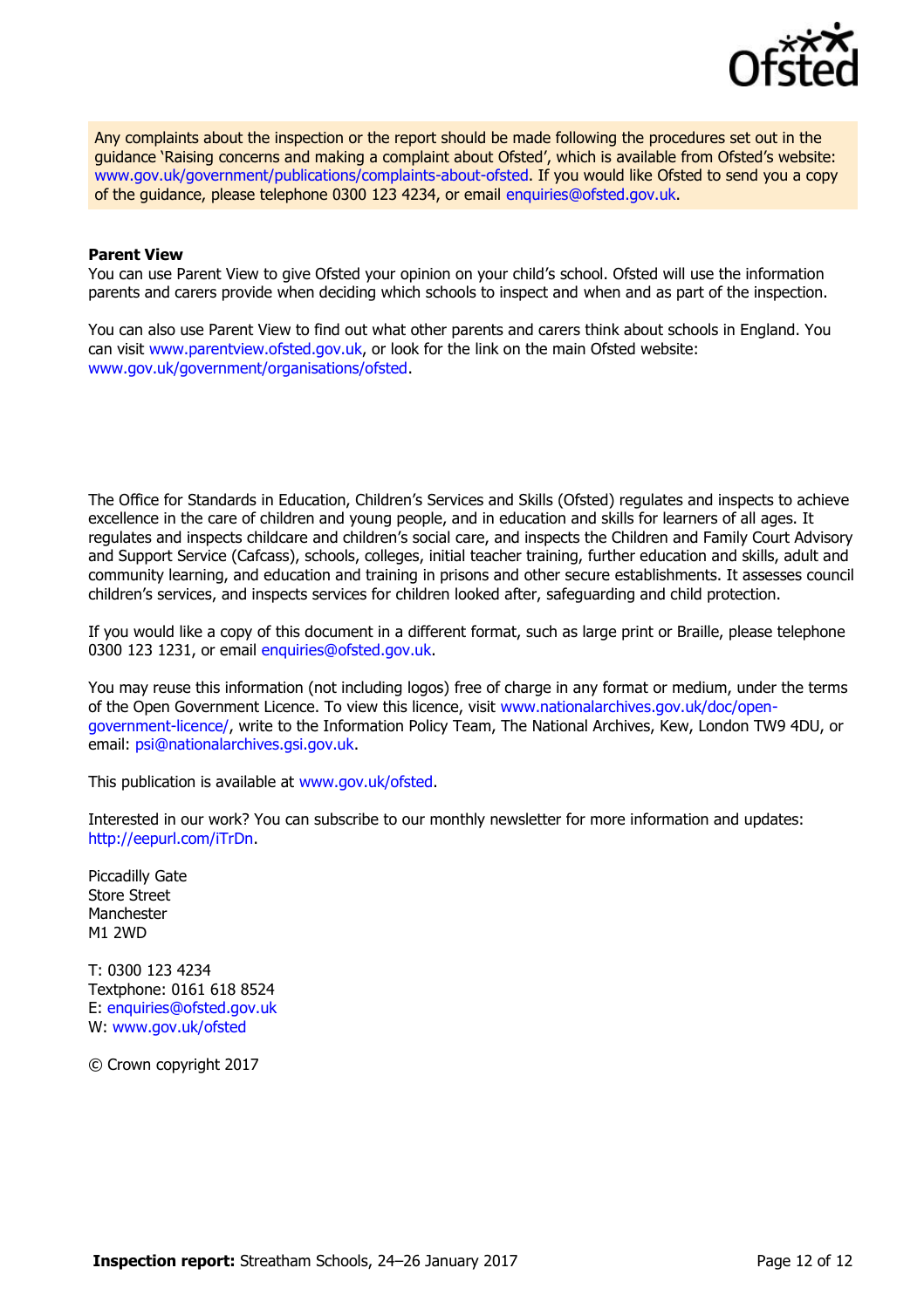Any complaints about the inspection or the report should be made following the procedures set out in the guidance 'Raising concerns and making a complaint about Ofsted', which is available from Ofsted's website: www.gov.uk/government/publications/complaints-about-ofsted. If you would like Ofsted to send you a copy of the guidance, please telephone 0300 123 4234, or email enquiries@ofsted.gov.uk.

**Parent View**

You can use Parent View to give Ofsted your opinion on your child's school. Ofsted will use the information parents and carers provide when deciding which schools to inspect and when and as part of the inspection.

You can also use Parent View to find out what other parents and carers think about schools in England. You can visit www.parentview.ofsted.gov.uk, or look for the link on the main Ofsted website: www.gov.uk/government/organisations/ofsted.

The Office for Standards in Education, Children's Services and Skills (Ofsted) regulates and inspects to achieve excellence in the care of children and young people, and in education and skills for learners of all ages. It regulates and inspects childcare and children's social care, and inspects the Children and Family Court Advisory and Support Service (Cafcass), schools, colleges, initial teacher training, further education and skills, adult and community learning, and education and training in prisons and other secure establishments. It assesses council children's services, and inspects services for children looked after, safeguarding and child protection.

If you would like a copy of this document in a different format, such as large print or Braille, please telephone 0300 123 1231, or email enquiries@ofsted.gov.uk.

You may reuse this information (not including logos) free of charge in any format or medium, under the terms of the Open Government Licence. To view this licence, visit www.nationalarchives.gov.uk/doc/open-government-licence/, write to the Information Policy Team, The National Archives, Kew, London TW9 4DU, or email: psi@nationalarchives.gsi.gov.uk.

This publication is available at www.gov.uk/ofsted.

Interested in our work? You can subscribe to our monthly newsletter for more information and updates: http://eepurl.com/iTrDn.

Piccadilly Gate
Store Street
Manchester
M1 2WD

T: 0300 123 4234
Textphone: 0161 618 8524
E: enquiries@ofsted.gov.uk
W: www.gov.uk/ofsted

© Crown copyright 2017